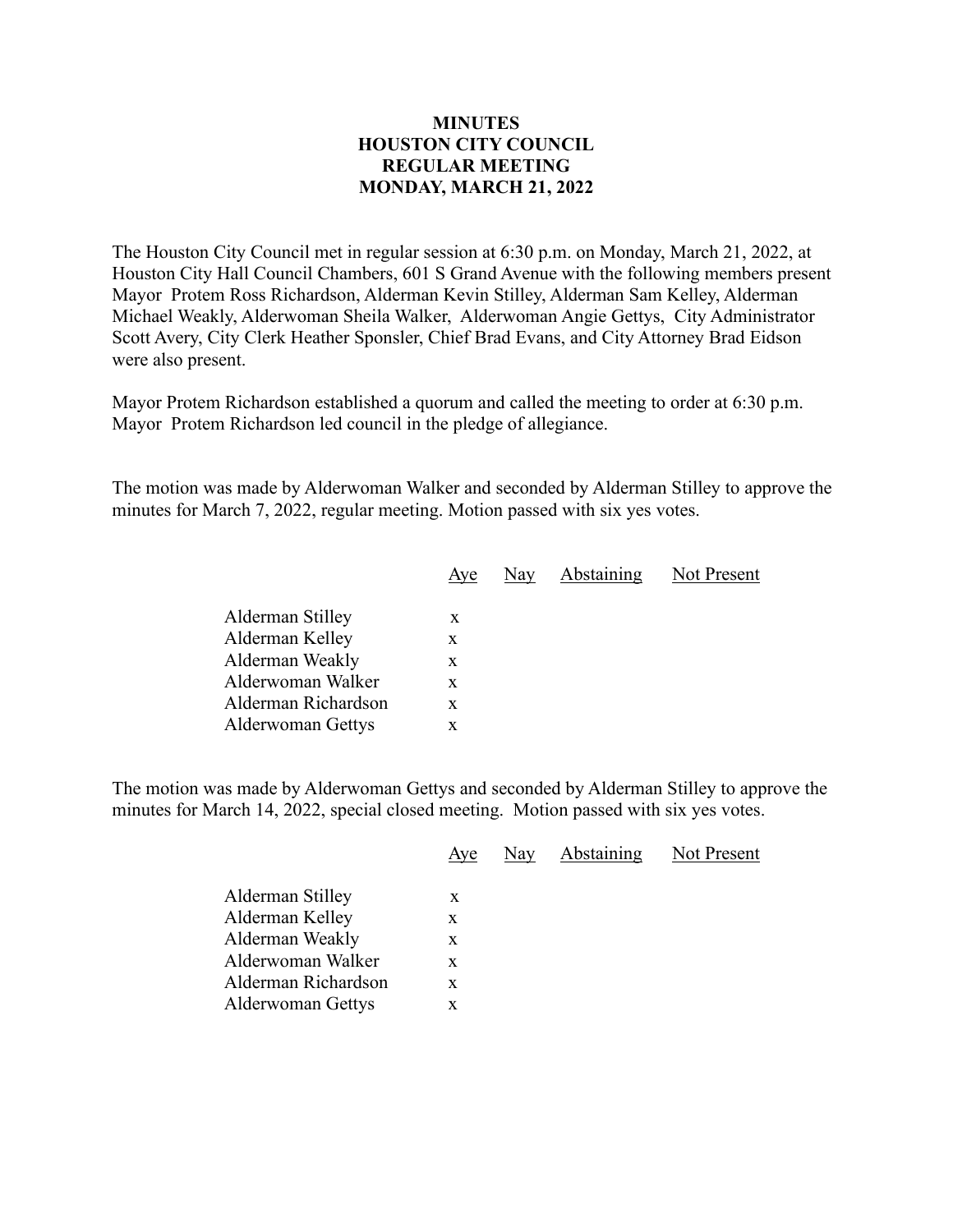# MINUTES
# HOUSTON CITY COUNCIL
# REGULAR MEETING
# MONDAY, MARCH 21, 2022

The Houston City Council met in regular session at 6:30 p.m. on Monday, March 21, 2022, at Houston City Hall Council Chambers, 601 S Grand Avenue with the following members present Mayor Protem Ross Richardson, Alderman Kevin Stilley, Alderman Sam Kelley, Alderman Michael Weakly, Alderwoman Sheila Walker, Alderwoman Angie Gettys, City Administrator Scott Avery, City Clerk Heather Sponsler, Chief Brad Evans, and City Attorney Brad Eidson were also present.

Mayor Protem Richardson established a quorum and called the meeting to order at 6:30 p.m. Mayor Protem Richardson led council in the pledge of allegiance.

The motion was made by Alderwoman Walker and seconded by Alderman Stilley to approve the minutes for March 7, 2022, regular meeting. Motion passed with six yes votes.

| | Aye | Nay | Abstaining | Not Present |
|---|---|---|---|---|
| Alderman Stilley | x | | | |
| Alderman Kelley | x | | | |
| Alderman Weakly | x | | | |
| Alderwoman Walker | x | | | |
| Alderman Richardson | x | | | |
| Alderwoman Gettys | x | | | |

The motion was made by Alderwoman Gettys and seconded by Alderman Stilley to approve the minutes for March 14, 2022, special closed meeting. Motion passed with six yes votes.

| | Aye | Nay | Abstaining | Not Present |
|---|---|---|---|---|
| Alderman Stilley | x | | | |
| Alderman Kelley | x | | | |
| Alderman Weakly | x | | | |
| Alderwoman Walker | x | | | |
| Alderman Richardson | x | | | |
| Alderwoman Gettys | x | | | |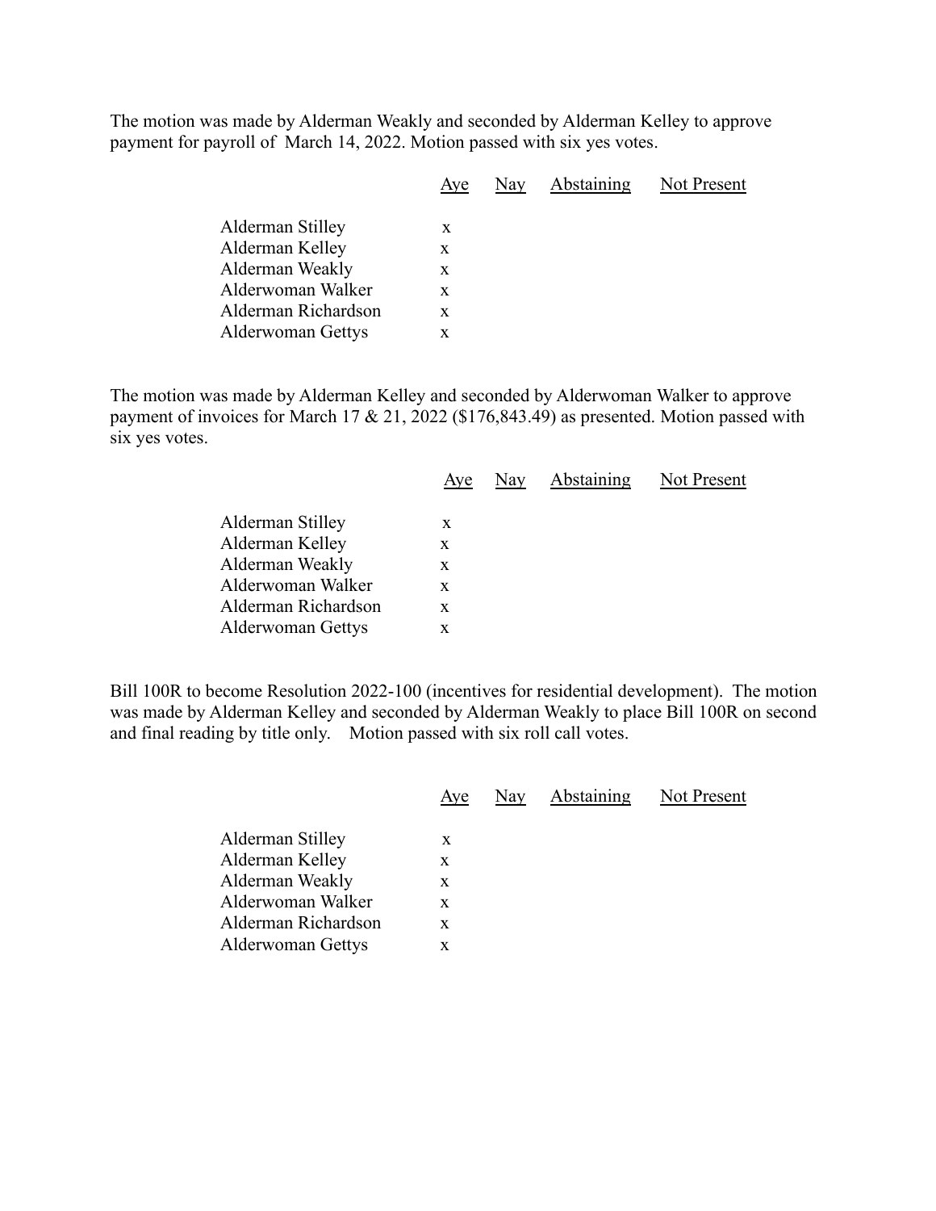The motion was made by Alderman Weakly and seconded by Alderman Kelley to approve payment for payroll of March 14, 2022. Motion passed with six yes votes.

| | Aye | Nay | Abstaining | Not Present |
|---|---|---|---|---|
| Alderman Stilley | x | | | |
| Alderman Kelley | x | | | |
| Alderman Weakly | x | | | |
| Alderwoman Walker | x | | | |
| Alderman Richardson | x | | | |
| Alderwoman Gettys | x | | | |

The motion was made by Alderman Kelley and seconded by Alderwoman Walker to approve payment of invoices for March 17 & 21, 2022 ($176,843.49) as presented. Motion passed with six yes votes.

| | Aye | Nay | Abstaining | Not Present |
|---|---|---|---|---|
| Alderman Stilley | x | | | |
| Alderman Kelley | x | | | |
| Alderman Weakly | x | | | |
| Alderwoman Walker | x | | | |
| Alderman Richardson | x | | | |
| Alderwoman Gettys | x | | | |

Bill 100R to become Resolution 2022-100 (incentives for residential development). The motion was made by Alderman Kelley and seconded by Alderman Weakly to place Bill 100R on second and final reading by title only. Motion passed with six roll call votes.

| | Aye | Nay | Abstaining | Not Present |
|---|---|---|---|---|
| Alderman Stilley | x | | | |
| Alderman Kelley | x | | | |
| Alderman Weakly | x | | | |
| Alderwoman Walker | x | | | |
| Alderman Richardson | x | | | |
| Alderwoman Gettys | x | | | |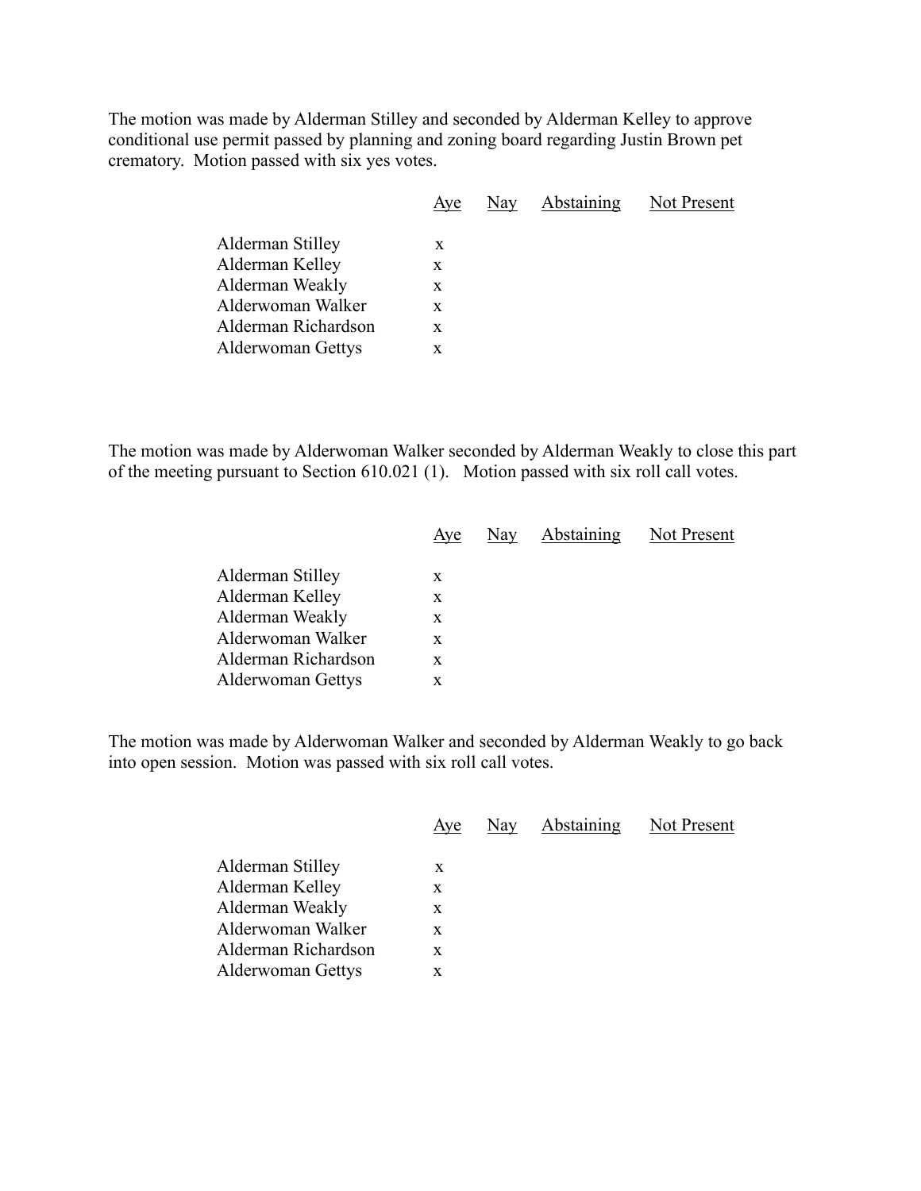The motion was made by Alderman Stilley and seconded by Alderman Kelley to approve conditional use permit passed by planning and zoning board regarding Justin Brown pet crematory. Motion passed with six yes votes.

| | Aye | Nay | Abstaining | Not Present |
|---|---|---|---|---|
| Alderman Stilley | x | | | |
| Alderman Kelley | x | | | |
| Alderman Weakly | x | | | |
| Alderwoman Walker | x | | | |
| Alderman Richardson | x | | | |
| Alderwoman Gettys | x | | | |

The motion was made by Alderwoman Walker seconded by Alderman Weakly to close this part of the meeting pursuant to Section 610.021 (1). Motion passed with six roll call votes.

| | Aye | Nay | Abstaining | Not Present |
|---|---|---|---|---|
| Alderman Stilley | x | | | |
| Alderman Kelley | x | | | |
| Alderman Weakly | x | | | |
| Alderwoman Walker | x | | | |
| Alderman Richardson | x | | | |
| Alderwoman Gettys | x | | | |

The motion was made by Alderwoman Walker and seconded by Alderman Weakly to go back into open session. Motion was passed with six roll call votes.

| | Aye | Nay | Abstaining | Not Present |
|---|---|---|---|---|
| Alderman Stilley | x | | | |
| Alderman Kelley | x | | | |
| Alderman Weakly | x | | | |
| Alderwoman Walker | x | | | |
| Alderman Richardson | x | | | |
| Alderwoman Gettys | x | | | |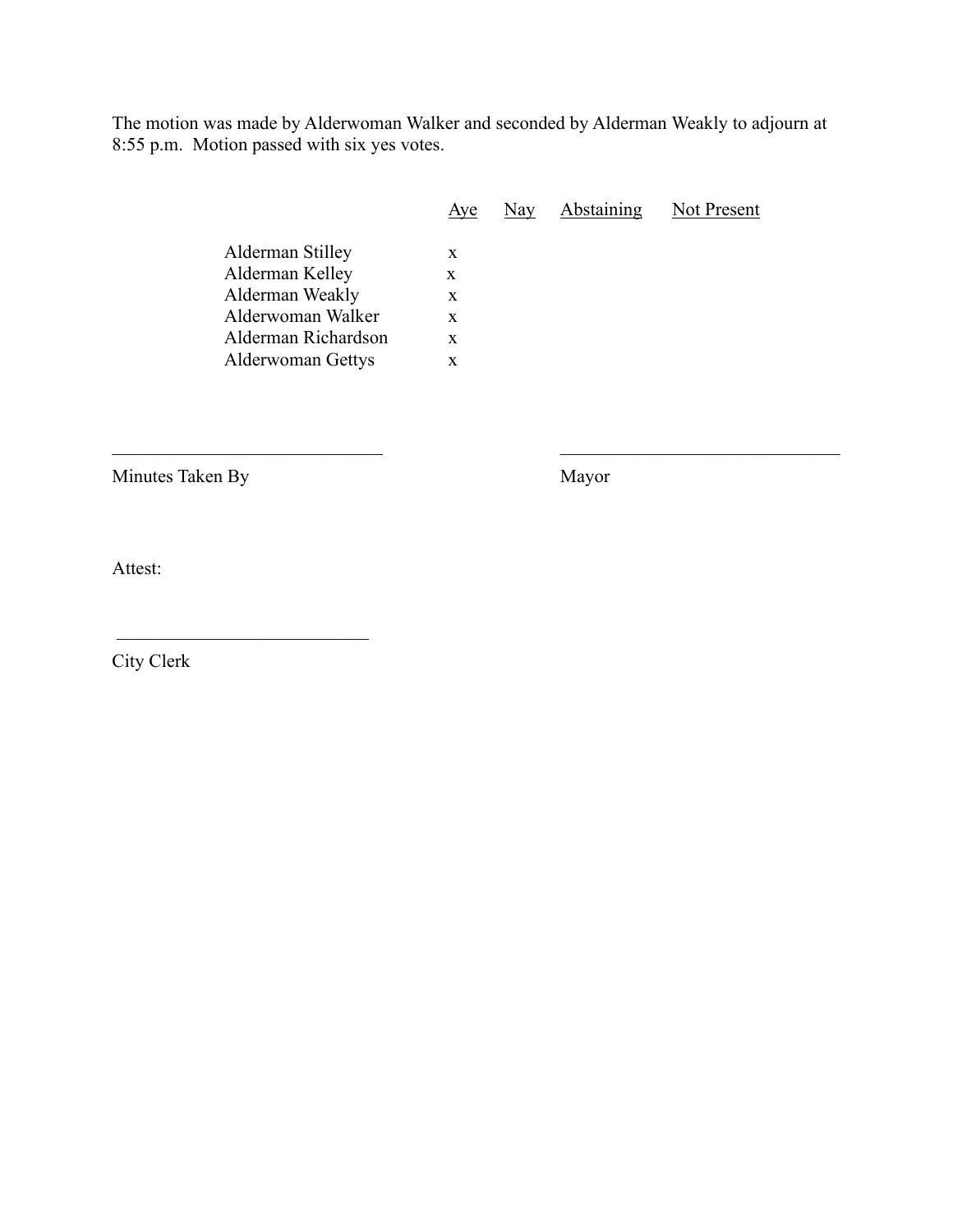The motion was made by Alderwoman Walker and seconded by Alderman Weakly to adjourn at 8:55 p.m. Motion passed with six yes votes.

| | Aye | Nay | Abstaining | Not Present |
|---|---|---|---|---|
| Alderman Stilley | x | | | |
| Alderman Kelley | x | | | |
| Alderman Weakly | x | | | |
| Alderwoman Walker | x | | | |
| Alderman Richardson | x | | | |
| Alderwoman Gettys | x | | | |

______________________________
Minutes Taken By

______________________________
Mayor

Attest:

______________________________
City Clerk